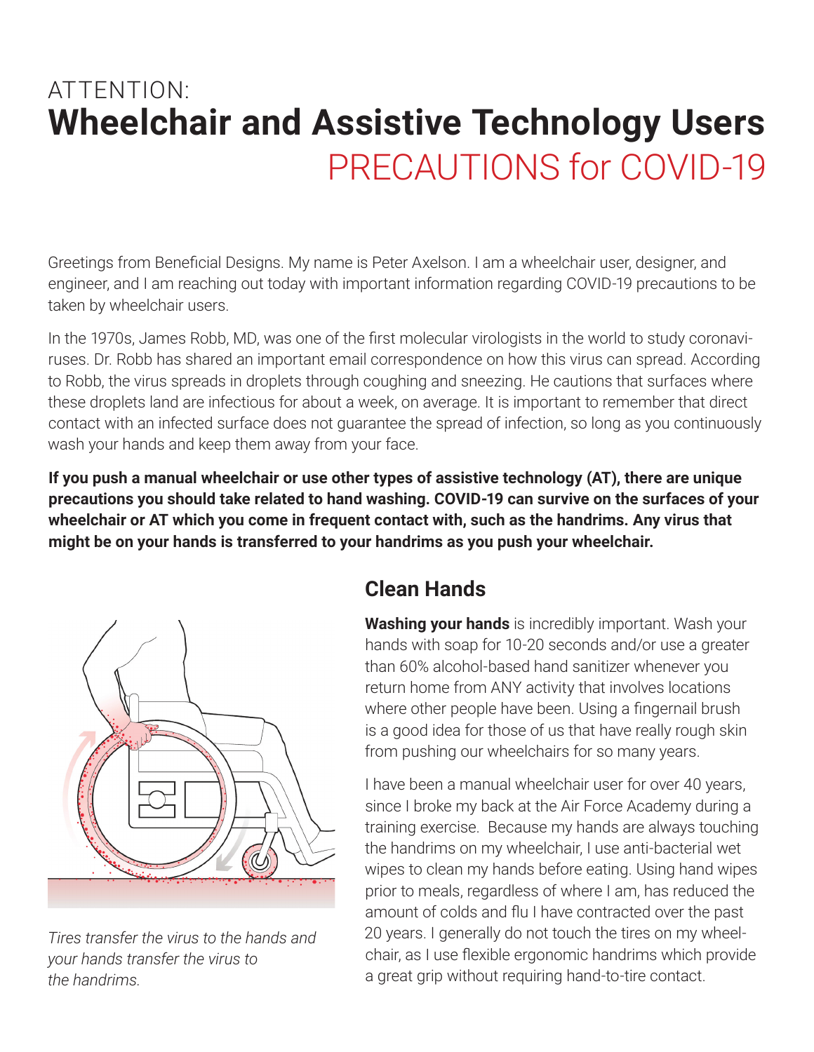ATTENTION:

# Wheelchair and Assistive Technology Users PRECAUTIONS for COVID-19

Greetings from Beneficial Designs. My name is Peter Axelson. I am a wheelchair user, designer, and engineer, and I am reaching out today with important information regarding COVID-19 precautions to be taken by wheelchair users.

In the 1970s, James Robb, MD, was one of the first molecular virologists in the world to study coronaviruses. Dr. Robb has shared an important email correspondence on how this virus can spread. According to Robb, the virus spreads in droplets through coughing and sneezing. He cautions that surfaces where these droplets land are infectious for about a week, on average. It is important to remember that direct contact with an infected surface does not guarantee the spread of infection, so long as you continuously wash your hands and keep them away from your face.

**If you push a manual wheelchair or use other types of assistive technology (AT), there are unique precautions you should take related to hand washing. COVID-19 can survive on the surfaces of your wheelchair or AT which you come in frequent contact with, such as the handrims. Any virus that might be on your hands is transferred to your handrims as you push your wheelchair.**

*Tires transfer the virus to the hands and your hands transfer the virus to the handrims.*

## Clean Hands

**Washing your hands** is incredibly important. Wash your hands with soap for 10-20 seconds and/or use a greater than 60% alcohol-based hand sanitizer whenever you return home from ANY activity that involves locations where other people have been. Using a fingernail brush is a good idea for those of us that have really rough skin from pushing our wheelchairs for so many years.

I have been a manual wheelchair user for over 40 years, since I broke my back at the Air Force Academy during a training exercise. Because my hands are always touching the handrims on my wheelchair, I use anti-bacterial wet wipes to clean my hands before eating. Using hand wipes prior to meals, regardless of where I am, has reduced the amount of colds and flu I have contracted over the past 20 years. I generally do not touch the tires on my wheelchair, as I use flexible ergonomic handrims which provide a great grip without requiring hand-to-tire contact.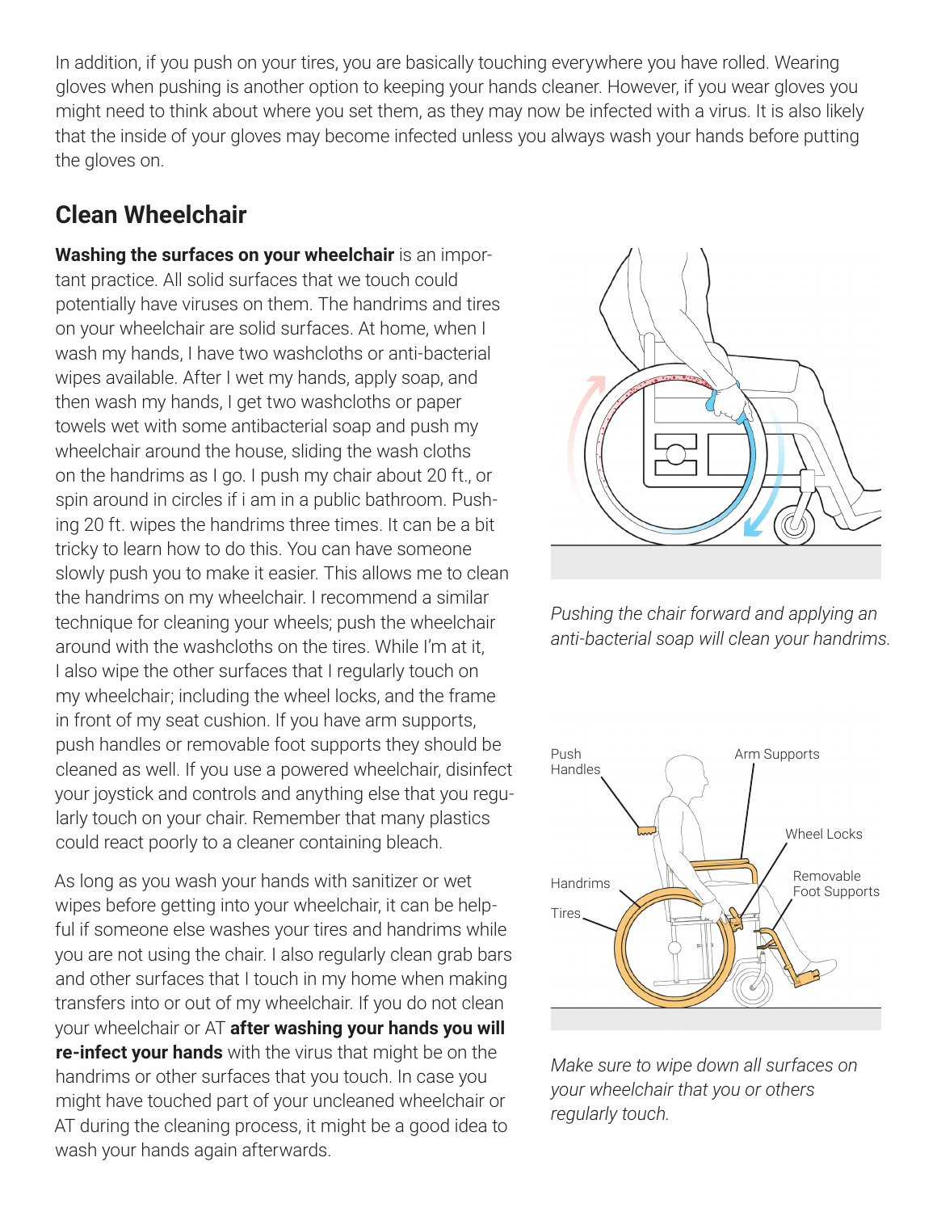In addition, if you push on your tires, you are basically touching everywhere you have rolled. Wearing gloves when pushing is another option to keeping your hands cleaner. However, if you wear gloves you might need to think about where you set them, as they may now be infected with a virus. It is also likely that the inside of your gloves may become infected unless you always wash your hands before putting the gloves on.

## Clean Wheelchair

**Washing the surfaces on your wheelchair** is an important practice. All solid surfaces that we touch could potentially have viruses on them. The handrims and tires on your wheelchair are solid surfaces. At home, when I wash my hands, I have two washcloths or anti-bacterial wipes available. After I wet my hands, apply soap, and then wash my hands, I get two washcloths or paper towels wet with some antibacterial soap and push my wheelchair around the house, sliding the wash cloths on the handrims as I go. I push my chair about 20 ft., or spin around in circles if i am in a public bathroom. Pushing 20 ft. wipes the handrims three times. It can be a bit tricky to learn how to do this. You can have someone slowly push you to make it easier. This allows me to clean the handrims on my wheelchair. I recommend a similar technique for cleaning your wheels; push the wheelchair around with the washcloths on the tires. While I'm at it, I also wipe the other surfaces that I regularly touch on my wheelchair; including the wheel locks, and the frame in front of my seat cushion. If you have arm supports, push handles or removable foot supports they should be cleaned as well. If you use a powered wheelchair, disinfect your joystick and controls and anything else that you regularly touch on your chair. Remember that many plastics could react poorly to a cleaner containing bleach.

As long as you wash your hands with sanitizer or wet wipes before getting into your wheelchair, it can be helpful if someone else washes your tires and handrims while you are not using the chair. I also regularly clean grab bars and other surfaces that I touch in my home when making transfers into or out of my wheelchair. If you do not clean your wheelchair or AT **after washing your hands you will re-infect your hands** with the virus that might be on the handrims or other surfaces that you touch. In case you might have touched part of your uncleaned wheelchair or AT during the cleaning process, it might be a good idea to wash your hands again afterwards.

*Pushing the chair forward and applying an anti-bacterial soap will clean your handrims.*

Push Handles, Arm Supports, Wheel Locks, Handrims, Removable Foot Supports, Tires

*Make sure to wipe down all surfaces on your wheelchair that you or others regularly touch.*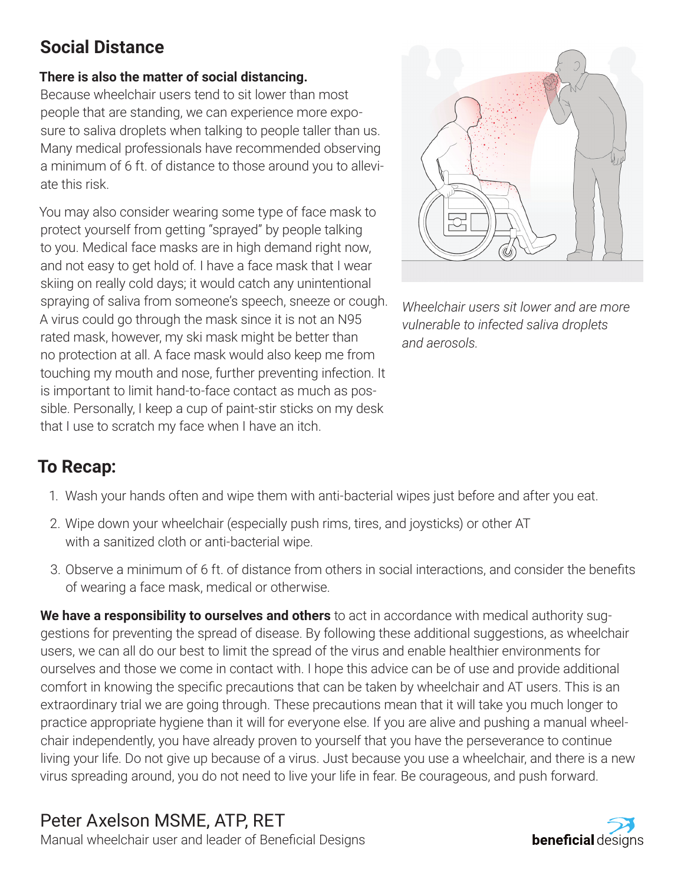## Social Distance

**There is also the matter of social distancing.**
Because wheelchair users tend to sit lower than most people that are standing, we can experience more exposure to saliva droplets when talking to people taller than us. Many medical professionals have recommended observing a minimum of 6 ft. of distance to those around you to alleviate this risk.

You may also consider wearing some type of face mask to protect yourself from getting "sprayed" by people talking to you. Medical face masks are in high demand right now, and not easy to get hold of. I have a face mask that I wear skiing on really cold days; it would catch any unintentional spraying of saliva from someone's speech, sneeze or cough. A virus could go through the mask since it is not an N95 rated mask, however, my ski mask might be better than no protection at all. A face mask would also keep me from touching my mouth and nose, further preventing infection. It is important to limit hand-to-face contact as much as possible. Personally, I keep a cup of paint-stir sticks on my desk that I use to scratch my face when I have an itch.

*Wheelchair users sit lower and are more vulnerable to infected saliva droplets and aerosols.*

## To Recap:

1. Wash your hands often and wipe them with anti-bacterial wipes just before and after you eat.
2. Wipe down your wheelchair (especially push rims, tires, and joysticks) or other AT with a sanitized cloth or anti-bacterial wipe.
3. Observe a minimum of 6 ft. of distance from others in social interactions, and consider the benefits of wearing a face mask, medical or otherwise.

**We have a responsibility to ourselves and others** to act in accordance with medical authority suggestions for preventing the spread of disease. By following these additional suggestions, as wheelchair users, we can all do our best to limit the spread of the virus and enable healthier environments for ourselves and those we come in contact with. I hope this advice can be of use and provide additional comfort in knowing the specific precautions that can be taken by wheelchair and AT users. This is an extraordinary trial we are going through. These precautions mean that it will take you much longer to practice appropriate hygiene than it will for everyone else. If you are alive and pushing a manual wheelchair independently, you have already proven to yourself that you have the perseverance to continue living your life. Do not give up because of a virus. Just because you use a wheelchair, and there is a new virus spreading around, you do not need to live your life in fear. Be courageous, and push forward.

Peter Axelson MSME, ATP, RET
Manual wheelchair user and leader of Beneficial Designs

**beneficial** designs